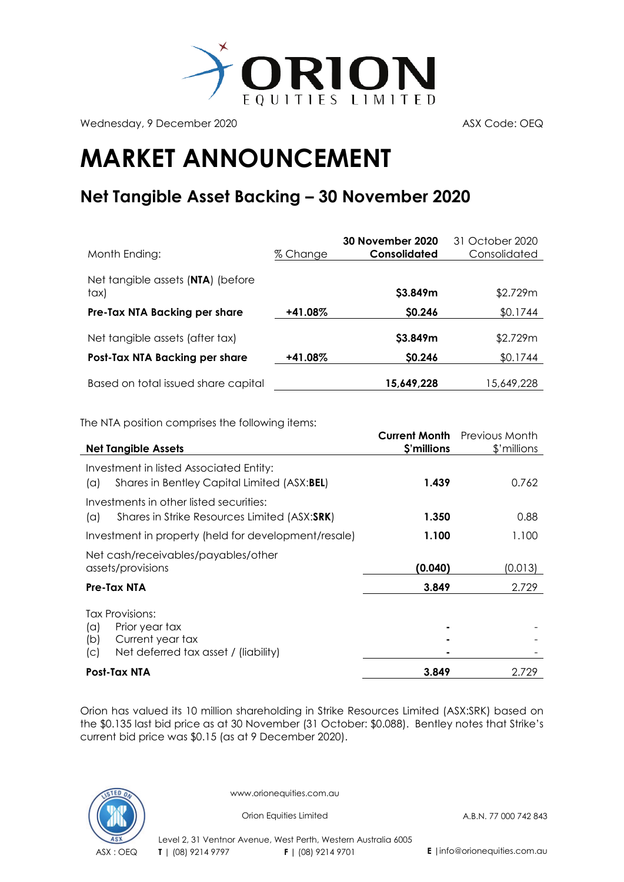Wednesday, 9 December 2020

ASX Code: OEQ

# MARKET ANNOUNCEMENT

## Net Tangible Asset Backing – 30 November 2020

| Month Ending: | % Change | 30 November 2020 Consolidated | 31 October 2020 Consolidated |
|---|---|---|---|
| Net tangible assets (**NTA**) (before tax) | | **$3.849m** | $2.729m |
| **Pre-Tax NTA Backing per share** | **+41.08%** | **$0.246** | $0.1744 |
| Net tangible assets (after tax) | | **$3.849m** | $2.729m |
| **Post-Tax NTA Backing per share** | **+41.08%** | **$0.246** | $0.1744 |
| Based on total issued share capital | | **15,649,228** | 15,649,228 |

The NTA position comprises the following items:

| **Net Tangible Assets** | **Current Month $'millions** | Previous Month $'millions |
|---|---|---|
| Investment in listed Associated Entity: | | |
| (a) Shares in Bentley Capital Limited (ASX:**BEL**) | **1.439** | 0.762 |
| Investments in other listed securities: | | |
| (a) Shares in Strike Resources Limited (ASX:**SRK**) | **1.350** | 0.88 |
| Investment in property (held for development/resale) | **1.100** | 1.100 |
| Net cash/receivables/payables/other assets/provisions | **(0.040)** | (0.013) |
| **Pre-Tax NTA** | **3.849** | 2.729 |
| Tax Provisions: | | |
| (a) Prior year tax | **-** | - |
| (b) Current year tax | **-** | - |
| (c) Net deferred tax asset / (liability) | **-** | - |
| **Post-Tax NTA** | **3.849** | 2.729 |

Orion has valued its 10 million shareholding in Strike Resources Limited (ASX:SRK) based on the $0.135 last bid price as at 30 November (31 October: $0.088). Bentley notes that Strike's current bid price was $0.15 (as at 9 December 2020).

www.orionequities.com.au

Orion Equities Limited

A.B.N. 77 000 742 843

ASX : OEQ

Level 2, 31 Ventnor Avenue, West Perth, Western Australia 6005

**T** | (08) 9214 9797 **F** | (08) 9214 9701 **E** | info@orionequities.com.au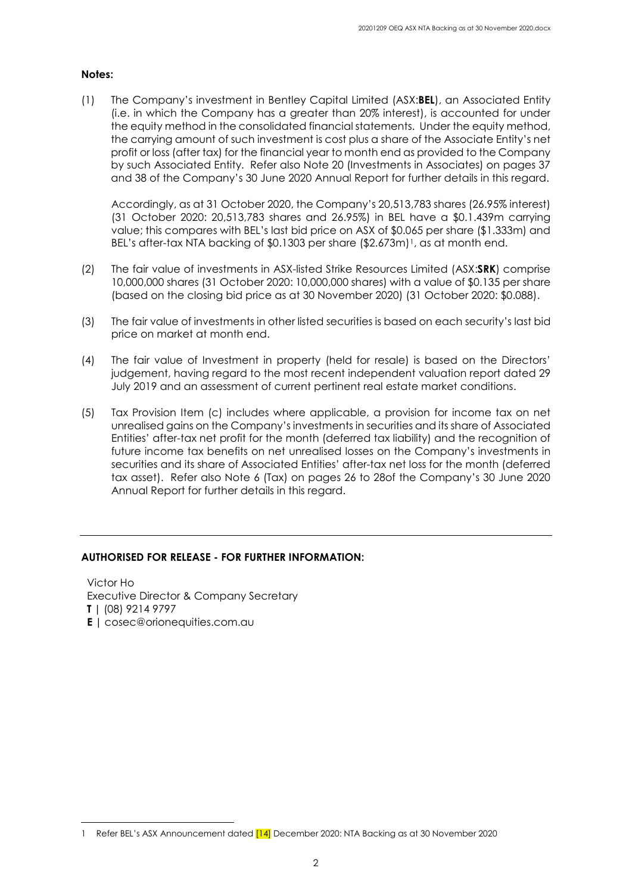**Notes:**

(1) The Company's investment in Bentley Capital Limited (ASX:**BEL**), an Associated Entity (i.e. in which the Company has a greater than 20% interest), is accounted for under the equity method in the consolidated financial statements. Under the equity method, the carrying amount of such investment is cost plus a share of the Associate Entity's net profit or loss (after tax) for the financial year to month end as provided to the Company by such Associated Entity. Refer also Note 20 (Investments in Associates) on pages 37 and 38 of the Company's 30 June 2020 Annual Report for further details in this regard.

Accordingly, as at 31 October 2020, the Company's 20,513,783 shares (26.95% interest) (31 October 2020: 20,513,783 shares and 26.95%) in BEL have a $0.1.439m carrying value; this compares with BEL's last bid price on ASX of $0.065 per share ($1.333m) and BEL's after-tax NTA backing of $0.1303 per share ($2.673m)[1], as at month end.

(2) The fair value of investments in ASX-listed Strike Resources Limited (ASX:**SRK**) comprise 10,000,000 shares (31 October 2020: 10,000,000 shares) with a value of $0.135 per share (based on the closing bid price as at 30 November 2020) (31 October 2020: $0.088).

(3) The fair value of investments in other listed securities is based on each security's last bid price on market at month end.

(4) The fair value of Investment in property (held for resale) is based on the Directors' judgement, having regard to the most recent independent valuation report dated 29 July 2019 and an assessment of current pertinent real estate market conditions.

(5) Tax Provision Item (c) includes where applicable, a provision for income tax on net unrealised gains on the Company's investments in securities and its share of Associated Entities' after-tax net profit for the month (deferred tax liability) and the recognition of future income tax benefits on net unrealised losses on the Company's investments in securities and its share of Associated Entities' after-tax net loss for the month (deferred tax asset). Refer also Note 6 (Tax) on pages 26 to 28of the Company's 30 June 2020 Annual Report for further details in this regard.

---

**AUTHORISED FOR RELEASE - FOR FURTHER INFORMATION:**

Victor Ho
Executive Director & Company Secretary
**T** | (08) 9214 9797
**E** | cosec@orionequities.com.au

---

1 Refer BEL's ASX Announcement dated [14] December 2020: NTA Backing as at 30 November 2020